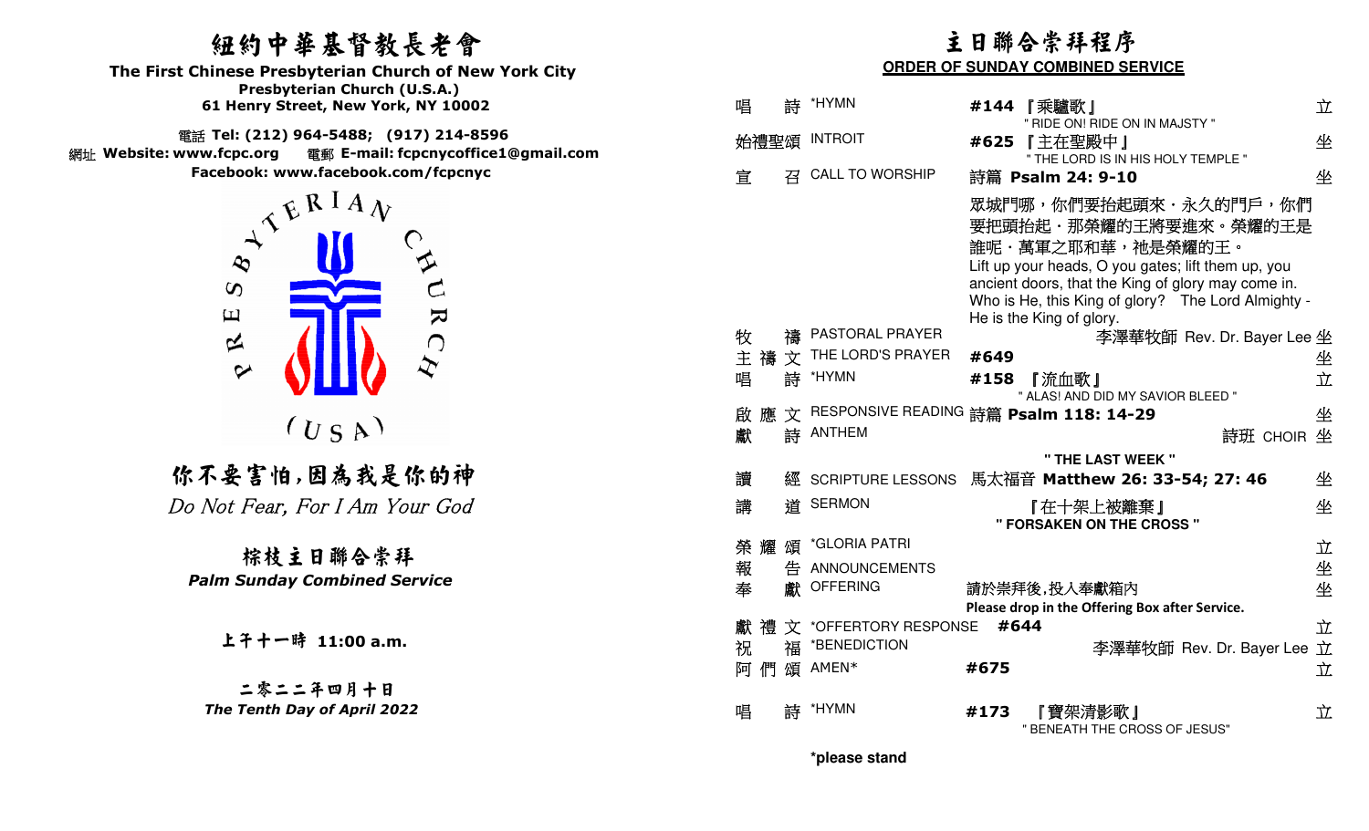# 紐約中華基督教長老會

**The First Chinese Presbyterian Church of New York City**
**Presbyterian Church (U.S.A.)**
**61 Henry Street, New York, NY 10002**

電話 **Tel: (212) 964-5488; (917) 214-8596**
網址 **Website: www.fcpc.org** 電郵 **E-mail: fcpcnycoffice1@gmail.com**
**Facebook: www.facebook.com/fcpcnyc**

PRESBYTERIAN CHURCH (USA)

## 你不要害怕,因為我是你的神

*Do Not Fear, For I Am Your God*

## 棕枝主日聯合崇拜

***Palm Sunday Combined Service***

**上午十一時 11:00 a.m.**

**二零二二年四月十日**
***The Tenth Day of April 2022***

# 主日聯合崇拜程序

**ORDER OF SUNDAY COMBINED SERVICE**

| | | | |
|---|---|---|---|
| 唱 詩 | *HYMN | **#144** 『乘驢歌』<br>" RIDE ON! RIDE ON IN MAJSTY " | 立 |
| 始禮聖頌 | INTROIT | **#625** 『主在聖殿中』<br>" THE LORD IS IN HIS HOLY TEMPLE " | 坐 |
| 宣 召 | CALL TO WORSHIP | 詩篇 **Psalm 24: 9-10** | 坐 |

眾城門哪，你們要抬起頭來．永久的門戶，你們要把頭抬起．那榮耀的王將要進來。榮耀的王是誰呢．萬軍之耶和華，祂是榮耀的王。
Lift up your heads, O you gates; lift them up, you ancient doors, that the King of glory may come in. Who is He, this King of glory? The Lord Almighty - He is the King of glory.

| | | | |
|---|---|---|---|
| 牧 禱 | PASTORAL PRAYER | 李澤華牧師 Rev. Dr. Bayer Lee | 坐 |
| 主 禱 文 | THE LORD'S PRAYER | **#649** | 坐 |
| 唱 詩 | *HYMN | **#158** 『流血歌』<br>" ALAS! AND DID MY SAVIOR BLEED " | 立 |
| 啟 應 文 | RESPONSIVE READING | 詩篇 **Psalm 118: 14-29** | 坐 |
| 獻 詩 | ANTHEM | **" THE LAST WEEK "** 詩班 CHOIR | 坐 |
| 讀 經 | SCRIPTURE LESSONS | 馬太福音 **Matthew 26: 33-54; 27: 46** | 坐 |
| 講 道 | SERMON | 『在十架上被離棄』<br>**" FORSAKEN ON THE CROSS "** | 坐 |
| 榮 耀 頌 | *GLORIA PATRI | | 立 |
| 報 告 | ANNOUNCEMENTS | | 坐 |
| 奉 獻 | OFFERING | 請於崇拜後,投入奉獻箱內<br>**Please drop in the Offering Box after Service.** | 坐 |
| 獻 禮 文 | *OFFERTORY RESPONSE | **#644** | 立 |
| 祝 福 | *BENEDICTION | 李澤華牧師 Rev. Dr. Bayer Lee | 立 |
| 阿 們 頌 | AMEN* | **#675** | 立 |
| 唱 詩 | *HYMN | **#173** 『寶架清影歌』<br>" BENEATH THE CROSS OF JESUS" | 立 |

***please stand**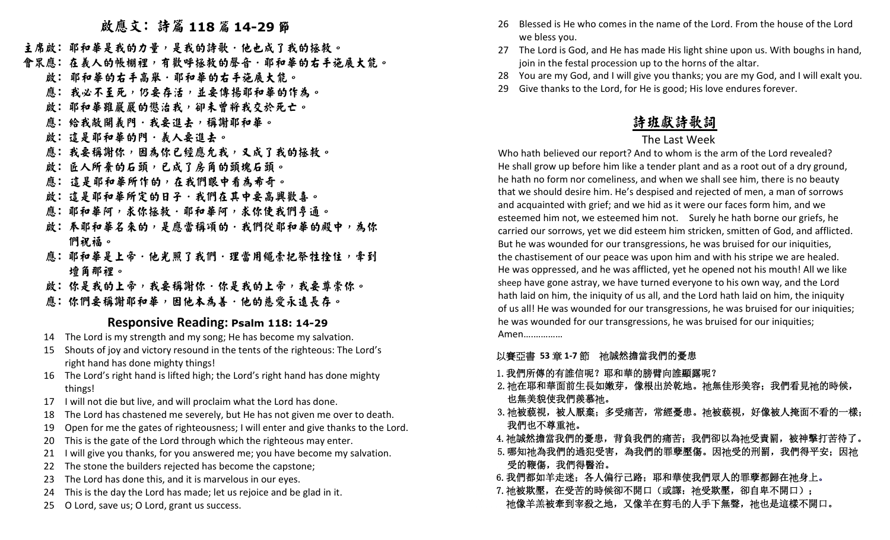# 啟應文：詩篇 118 篇 14-29 節

主席啟：耶和華是我的力量，是我的詩歌．他也成了我的拯救。

會眾應：在義人的帳棚裡，有歡呼拯救的聲音．耶和華的右手施展大能。

啟：耶和華的右手高舉．耶和華的右手施展大能。

應：我必不至死，仍要存活，並要傳揚耶和華的作為。

啟：耶和華雖嚴嚴的懲治我，卻未曾將我交於死亡。

應：給我敞開義門．我要進去，稱謝耶和華。

啟：這是耶和華的門．義人要進去。

應：我要稱謝你，因為你已經應允我，又成了我的拯救。

啟：匠人所棄的石頭，已成了房角的頭塊石頭。

應：這是耶和華所作的，在我們眼中看為希奇。

啟：這是耶和華所定的日子．我們在其中要高興歡喜。

應：耶和華阿，求你拯救．耶和華阿，求你使我們亨通。

啟：奉耶和華名來的，是應當稱頌的．我們從耶和華的殿中，為你們祝福。

應：耶和華是上帝．他光照了我們．理當用繩索把祭牲拴住，牽到壇角那裡。

啟：你是我的上帝，我要稱謝你．你是我的上帝，我要尊崇你。

應：你們要稱謝耶和華，因他本為善．他的慈愛永遠長存。

## Responsive Reading: Psalm 118: 14-29

14 The Lord is my strength and my song; He has become my salvation.
15 Shouts of joy and victory resound in the tents of the righteous: The Lord's right hand has done mighty things!
16 The Lord's right hand is lifted high; the Lord's right hand has done mighty things!
17 I will not die but live, and will proclaim what the Lord has done.
18 The Lord has chastened me severely, but He has not given me over to death.
19 Open for me the gates of righteousness; I will enter and give thanks to the Lord.
20 This is the gate of the Lord through which the righteous may enter.
21 I will give you thanks, for you answered me; you have become my salvation.
22 The stone the builders rejected has become the capstone;
23 The Lord has done this, and it is marvelous in our eyes.
24 This is the day the Lord has made; let us rejoice and be glad in it.
25 O Lord, save us; O Lord, grant us success.
26 Blessed is He who comes in the name of the Lord. From the house of the Lord we bless you.
27 The Lord is God, and He has made His light shine upon us. With boughs in hand, join in the festal procession up to the horns of the altar.
28 You are my God, and I will give you thanks; you are my God, and I will exalt you.
29 Give thanks to the Lord, for He is good; His love endures forever.

## 詩班獻詩歌詞

The Last Week

Who hath believed our report? And to whom is the arm of the Lord revealed? He shall grow up before him like a tender plant and as a root out of a dry ground, he hath no form nor comeliness, and when we shall see him, there is no beauty that we should desire him. He's despised and rejected of men, a man of sorrows and acquainted with grief; and we hid as it were our faces form him, and we esteemed him not, we esteemed him not. Surely he hath borne our griefs, he carried our sorrows, yet we did esteem him stricken, smitten of God, and afflicted. But he was wounded for our transgressions, he was bruised for our iniquities, the chastisement of our peace was upon him and with his stripe we are healed. He was oppressed, and he was afflicted, yet he opened not his mouth! All we like sheep have gone astray, we have turned everyone to his own way, and the Lord hath laid on him, the iniquity of us all, and the Lord hath laid on him, the iniquity of us all! He was wounded for our transgressions, he was bruised for our iniquities; he was wounded for our transgressions, he was bruised for our iniquities; Amen……………

以賽亞書 53 章 1-7 節 祂誠然擔當我們的憂患

1. 我們所傳的有誰信呢？耶和華的膀臂向誰顯露呢？
2. 祂在耶和華面前生長如嫩芽，像根出於乾地。祂無佳形美容；我們看見祂的時候，也無美貌使我們羨慕祂。
3. 祂被藐視，被人厭棄；多受痛苦，常經憂患。祂被藐視，好像被人掩面不看的一樣；我們也不尊重祂。
4. 祂誠然擔當我們的憂患，背負我們的痛苦；我們卻以為祂受責罰，被神擊打苦待了。
5. 哪知祂為我們的過犯受害，為我們的罪孽壓傷。因祂受的刑罰，我們得平安；因祂受的鞭傷，我們得醫治。
6. 我們都如羊走迷；各人偏行己路；耶和華使我們眾人的罪孽都歸在祂身上。
7. 祂被欺壓，在受苦的時候卻不開口（或譯：祂受欺壓，卻自卑不開口）；祂像羊羔被牽到宰殺之地，又像羊在剪毛的人手下無聲，祂也是這樣不開口。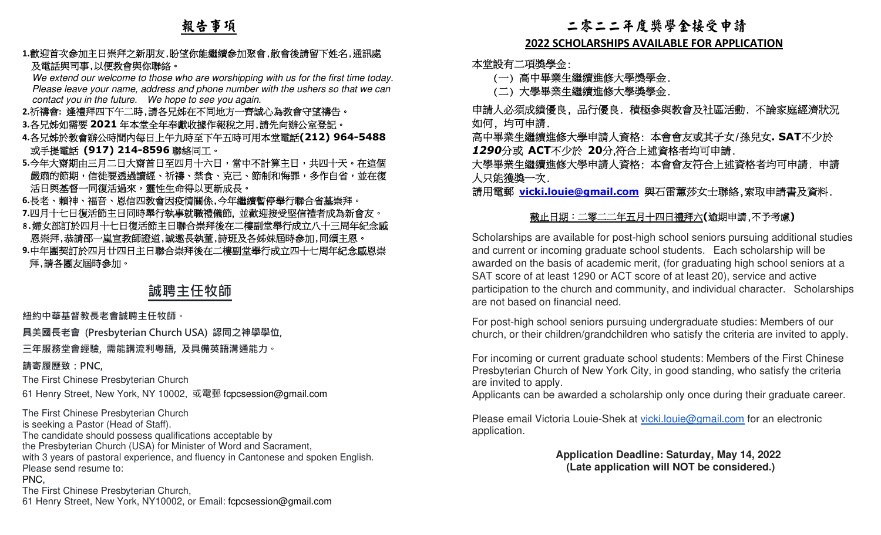## 報告事項

1. 歡迎首次參加主日崇拜之新朋友，盼望你能繼續參加聚會，散會後請留下姓名，通訊處及電話與司事，以便教會與你聯絡。
   *We extend our welcome to those who are worshipping with us for the first time today. Please leave your name, address and phone number with the ushers so that we can contact you in the future. We hope to see you again.*
2. **祈禱會:** 逢禮拜四下午二時，請各兄姊在不同地方一齊誠心為教會守望禱告。
3. 各兄姊如需要 **2021** 年本堂全年奉獻收據作報稅之用，請先向辦公室登記。
4. 各兄姊於教會辦公時間內每日上午九時至下午五時可用本堂電話**(212) 964-5488** 或手提電話 **(917) 214-8596** 聯絡同工。
5. 今年大齋期由三月二日大齋首日至四月十六日，當中不計算主日，共四十天。在這個嚴肅的節期，信徒要透過讀經、祈禱、禁食、克己、節制和悔罪，多作自省，並在復活日與基督一同復活過來，靈性生命得以更新成長。
6. 長老、執事、福音、恩信四教會因疫情關係，今年繼續暫停舉行聯合省墓崇拜。
7. 四月十七日復活節主日同時舉行執事就職禮儀節，並歡迎接受堅信禮者成為新會友。
8. 婦女部訂於四月十七日復活節主日聯合崇拜後在二樓副堂舉行成立八十三周年紀念感恩崇拜，恭請邵一嵐宣教師證道，誠邀長執董，詩班及各姊妹屆時參加，同頌主恩。
9. 中年團契訂於四月廿四日主日聯合崇拜後在二樓副堂舉行成立四十七周年紀念感恩崇拜，請各團友屆時參加。

## 誠聘主任牧師

**紐約中華基督教長老會誠聘主任牧師。**

**具美國長老會 (Presbyterian Church USA) 認同之神學學位,**

**三年服務堂會經驗，需能講流利粵語，及具備英語溝通能力。**

**請寄履歷致：PNC,**

The First Chinese Presbyterian Church

61 Henry Street, New York, NY 10002, 或電郵 fcpcsession@gmail.com

The First Chinese Presbyterian Church
is seeking a Pastor (Head of Staff).
The candidate should possess qualifications acceptable by
the Presbyterian Church (USA) for Minister of Word and Sacrament,
with 3 years of pastoral experience, and fluency in Cantonese and spoken English.
Please send resume to:
PNC,
The First Chinese Presbyterian Church,
61 Henry Street, New York, NY10002, or Email: fcpcsession@gmail.com

## 二零二二年度獎學金接受申請

### 2022 SCHOLARSHIPS AVAILABLE FOR APPLICATION

本堂設有二項獎學金:

（一）高中畢業生繼續進修大學獎學金.

（二）大學畢業生繼續進修大學獎學金.

申請人必須成績優良，品行優良．積極參與教會及社區活動．不論家庭經濟狀況如何，均可申請．

高中畢業生繼續進修大學申請人資格：本會會友或其子女/孫兒女**. SAT**不少於 ***1290***分或 **ACT**不少於 **20**分,符合上述資格者均可申請．

大學畢業生繼續進修大學申請人資格：本會會友符合上述資格者均可申請．申請人只能獲獎一次．

請用電郵 **vicki.louie@gmail.com** 與石雷蕙莎女士聯絡,索取申請書及資料．

截止日期：二零二二年五月十四日禮拜六**(**逾期申請,不予考慮**)**

Scholarships are available for post-high school seniors pursuing additional studies and current or incoming graduate school students. Each scholarship will be awarded on the basis of academic merit, (for graduating high school seniors at a SAT score of at least 1290 or ACT score of at least 20), service and active participation to the church and community, and individual character. Scholarships are not based on financial need.

For post-high school seniors pursuing undergraduate studies: Members of our church, or their children/grandchildren who satisfy the criteria are invited to apply.

For incoming or current graduate school students: Members of the First Chinese Presbyterian Church of New York City, in good standing, who satisfy the criteria are invited to apply.
Applicants can be awarded a scholarship only once during their graduate career.

Please email Victoria Louie-Shek at vicki.louie@gmail.com for an electronic application.

**Application Deadline: Saturday, May 14, 2022**
**(Late application will NOT be considered.)**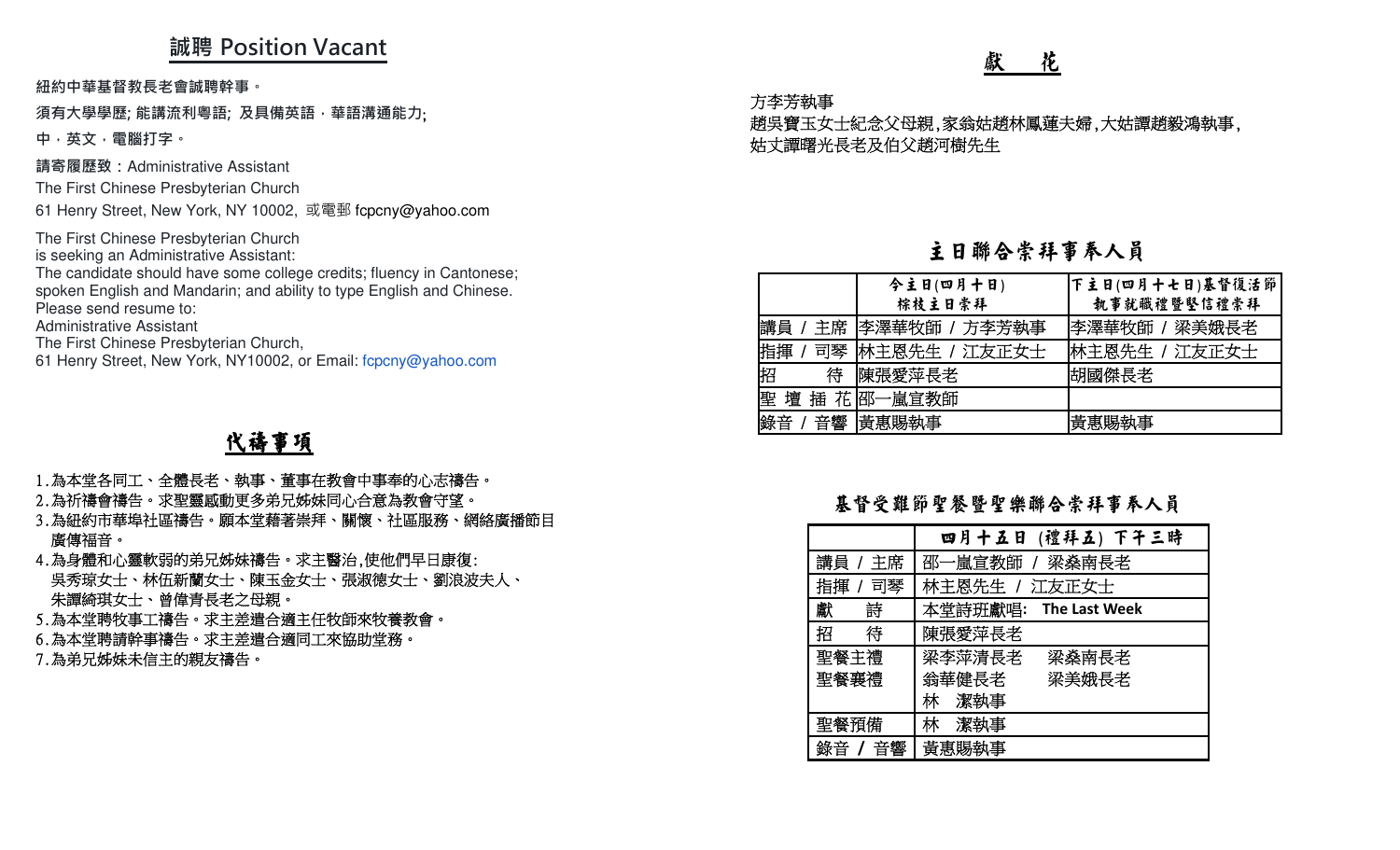## 誠聘 Position Vacant

紐約中華基督教長老會誠聘幹事。

須有大學學歷; 能講流利粵語; 及具備英語，華語溝通能力;

中，英文，電腦打字。

請寄履歷致：Administrative Assistant

The First Chinese Presbyterian Church

61 Henry Street, New York, NY 10002, 或電郵 fcpcny@yahoo.com

The First Chinese Presbyterian Church
is seeking an Administrative Assistant:
The candidate should have some college credits; fluency in Cantonese; spoken English and Mandarin; and ability to type English and Chinese.
Please send resume to:
Administrative Assistant
The First Chinese Presbyterian Church,
61 Henry Street, New York, NY10002, or Email: fcpcny@yahoo.com

## 代禱事項

1. 為本堂各同工、全體長老、執事、董事在教會中事奉的心志禱告。
2. 為祈禱會禱告。求聖靈感動更多弟兄姊妹同心合意為教會守望。
3. 為紐約市華埠社區禱告。願本堂藉著崇拜、關懷、社區服務、網絡廣播節目廣傳福音。
4. 為身體和心靈軟弱的弟兄姊妹禱告。求主醫治,使他們早日康復:
   吳秀琼女士、林伍新蘭女士、陳玉金女士、張淑德女士、劉浪波夫人、朱譚綺琪女士、曾偉青長老之母親。
5. 為本堂聘牧事工禱告。求主差遣合適主任牧師來牧養教會。
6. 為本堂聘請幹事禱告。求主差遣合適同工來協助堂務。
7. 為兄姊妹未信主的親友禱告。

## 獻　花

方李芳執事

趙吳寶玉女士紀念父母親,家翁姑趙林鳳蓮夫婦,大姑譚趙毅鴻執事,
姑丈譚曙光長老及伯父趙河樹先生

## 主日聯合崇拜事奉人員

| | 今主日(四月十日) 棕枝主日崇拜 | 下主日(四月十七日)基督復活節 執事就職禮暨堅信禮崇拜 |
|---|---|---|
| 講員 / 主席 | 李澤華牧師 / 方李芳執事 | 李澤華牧師 / 梁美娥長老 |
| 指揮 / 司琴 | 林主恩先生 / 江友正女士 | 林主恩先生 / 江友正女士 |
| 招　　待 | 陳張愛萍長老 | 胡國傑長老 |
| 聖 壇 插 花 | 邵一嵐宣教師 | |
| 錄音 / 音響 | 黃惠賜執事 | 黃惠賜執事 |

## 基督受難節聖餐暨聖樂聯合崇拜事奉人員

| | 四月十五日 (禮拜五) 下午三時 |
|---|---|
| 講員 / 主席 | 邵一嵐宣教師 / 梁燊南長老 |
| 指揮 / 司琴 | 林主恩先生 / 江友正女士 |
| 獻　　詩 | 本堂詩班獻唱: **The Last Week** |
| 招　　待 | 陳張愛萍長老 |
| 聖餐主禮<br>聖餐襄禮 | 梁李萍清長老　梁燊南長老<br>翁華健長老　梁美娥長老<br>林　潔執事 |
| 聖餐預備 | 林　潔執事 |
| 錄音 / 音響 | 黃惠賜執事 |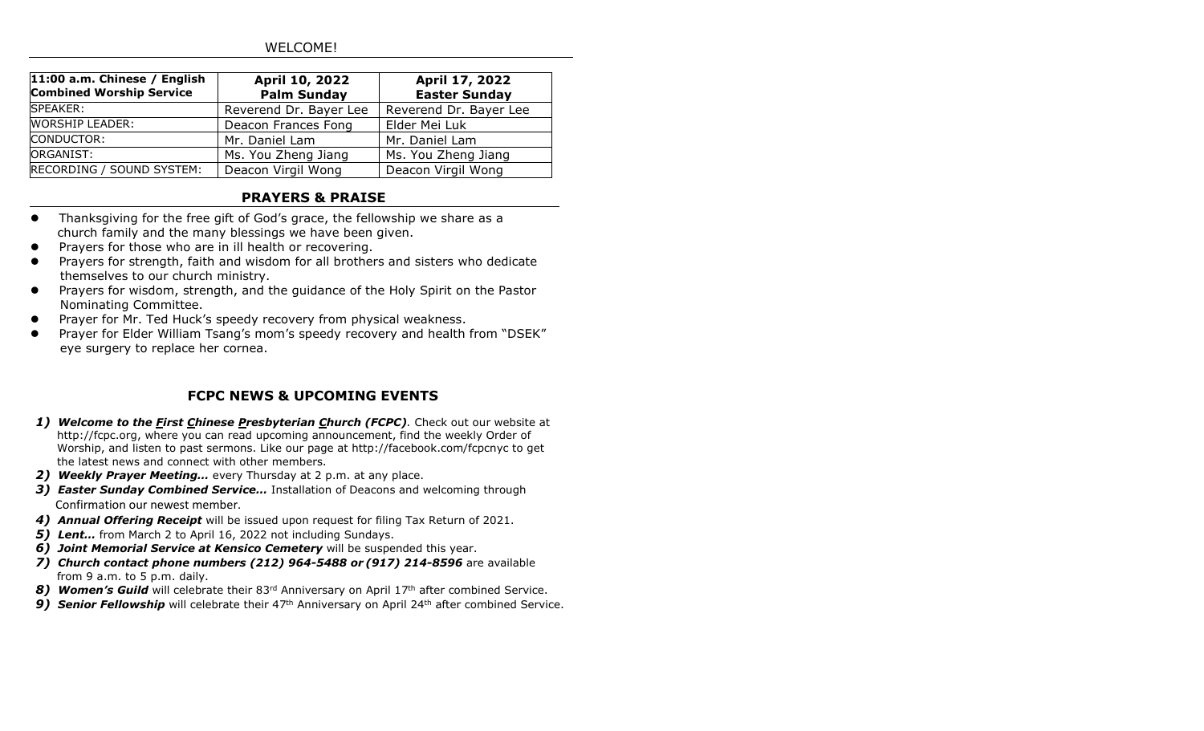WELCOME!

| 11:00 a.m. Chinese / English Combined Worship Service | April 10, 2022 Palm Sunday | April 17, 2022 Easter Sunday |
| --- | --- | --- |
| SPEAKER: | Reverend Dr. Bayer Lee | Reverend Dr. Bayer Lee |
| WORSHIP LEADER: | Deacon Frances Fong | Elder Mei Luk |
| CONDUCTOR: | Mr. Daniel Lam | Mr. Daniel Lam |
| ORGANIST: | Ms. You Zheng Jiang | Ms. You Zheng Jiang |
| RECORDING / SOUND SYSTEM: | Deacon Virgil Wong | Deacon Virgil Wong |

## PRAYERS & PRAISE

- Thanksgiving for the free gift of God's grace, the fellowship we share as a church family and the many blessings we have been given.
- Prayers for those who are in ill health or recovering.
- Prayers for strength, faith and wisdom for all brothers and sisters who dedicate themselves to our church ministry.
- Prayers for wisdom, strength, and the guidance of the Holy Spirit on the Pastor Nominating Committee.
- Prayer for Mr. Ted Huck's speedy recovery from physical weakness.
- Prayer for Elder William Tsang's mom's speedy recovery and health from "DSEK" eye surgery to replace her cornea.

## FCPC NEWS & UPCOMING EVENTS

1) ***Welcome to the First Chinese Presbyterian Church (FCPC)***. Check out our website at http://fcpc.org, where you can read upcoming announcement, find the weekly Order of Worship, and listen to past sermons. Like our page at http://facebook.com/fcpcnyc to get the latest news and connect with other members.
2) ***Weekly Prayer Meeting…*** every Thursday at 2 p.m. at any place.
3) ***Easter Sunday Combined Service…*** Installation of Deacons and welcoming through Confirmation our newest member.
4) ***Annual Offering Receipt*** will be issued upon request for filing Tax Return of 2021.
5) ***Lent…*** from March 2 to April 16, 2022 not including Sundays.
6) ***Joint Memorial Service at Kensico Cemetery*** will be suspended this year.
7) ***Church contact phone numbers (212) 964-5488 or (917) 214-8596*** are available from 9 a.m. to 5 p.m. daily.
8) ***Women's Guild*** will celebrate their 83rd Anniversary on April 17th after combined Service.
9) ***Senior Fellowship*** will celebrate their 47th Anniversary on April 24th after combined Service.